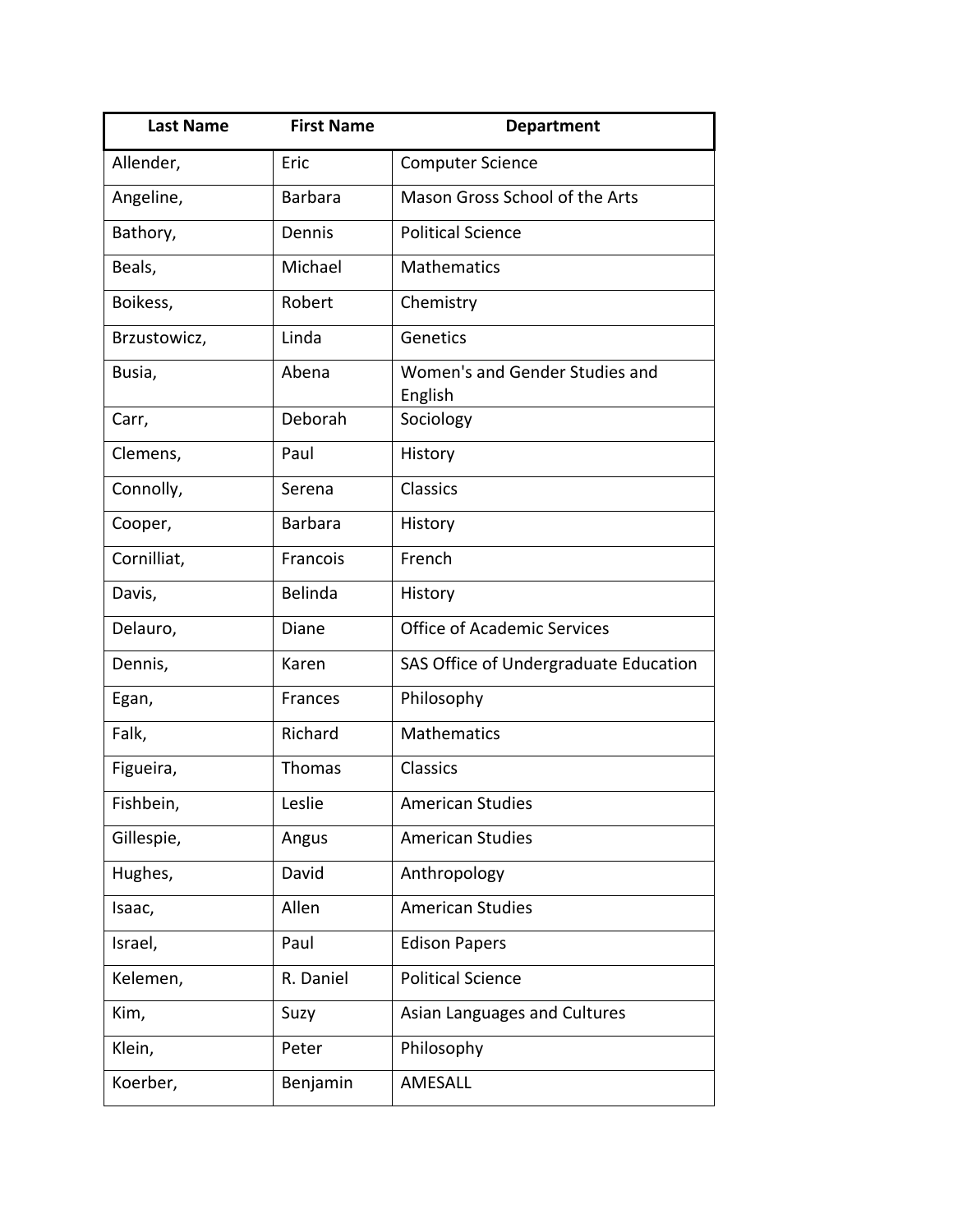| Last Name | First Name | Department |
|---|---|---|
| Allender, | Eric | Computer Science |
| Angeline, | Barbara | Mason Gross School of the Arts |
| Bathory, | Dennis | Political Science |
| Beals, | Michael | Mathematics |
| Boikess, | Robert | Chemistry |
| Brzustowicz, | Linda | Genetics |
| Busia, | Abena | Women's and Gender Studies and English |
| Carr, | Deborah | Sociology |
| Clemens, | Paul | History |
| Connolly, | Serena | Classics |
| Cooper, | Barbara | History |
| Cornilliat, | Francois | French |
| Davis, | Belinda | History |
| Delauro, | Diane | Office of Academic Services |
| Dennis, | Karen | SAS Office of Undergraduate Education |
| Egan, | Frances | Philosophy |
| Falk, | Richard | Mathematics |
| Figueira, | Thomas | Classics |
| Fishbein, | Leslie | American Studies |
| Gillespie, | Angus | American Studies |
| Hughes, | David | Anthropology |
| Isaac, | Allen | American Studies |
| Israel, | Paul | Edison Papers |
| Kelemen, | R. Daniel | Political Science |
| Kim, | Suzy | Asian Languages and Cultures |
| Klein, | Peter | Philosophy |
| Koerber, | Benjamin | AMESALL |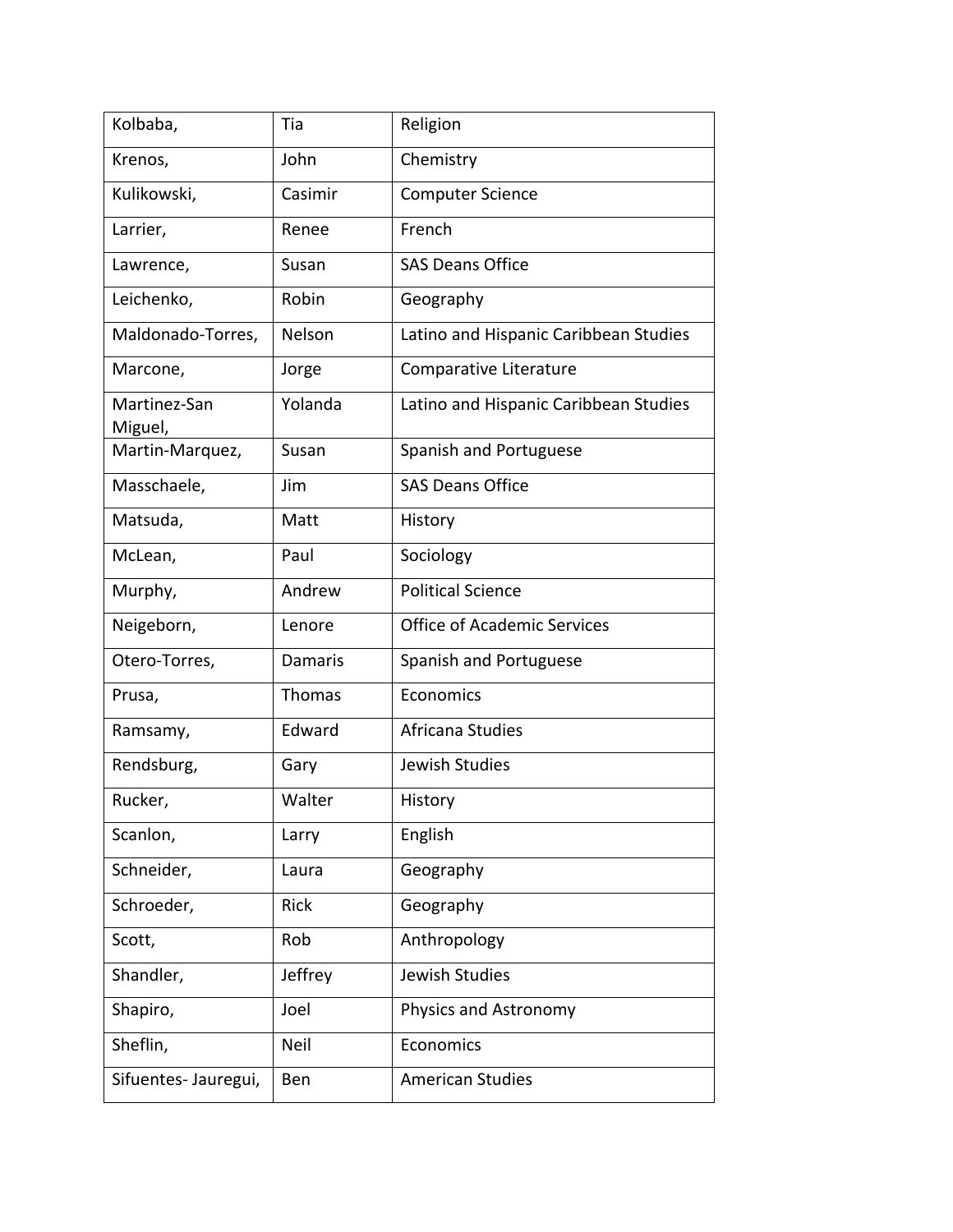| | | |
|---|---|---|
| Kolbaba, | Tia | Religion |
| Krenos, | John | Chemistry |
| Kulikowski, | Casimir | Computer Science |
| Larrier, | Renee | French |
| Lawrence, | Susan | SAS Deans Office |
| Leichenko, | Robin | Geography |
| Maldonado-Torres, | Nelson | Latino and Hispanic Caribbean Studies |
| Marcone, | Jorge | Comparative Literature |
| Martinez-San Miguel, | Yolanda | Latino and Hispanic Caribbean Studies |
| Martin-Marquez, | Susan | Spanish and Portuguese |
| Masschaele, | Jim | SAS Deans Office |
| Matsuda, | Matt | History |
| McLean, | Paul | Sociology |
| Murphy, | Andrew | Political Science |
| Neigeborn, | Lenore | Office of Academic Services |
| Otero-Torres, | Damaris | Spanish and Portuguese |
| Prusa, | Thomas | Economics |
| Ramsamy, | Edward | Africana Studies |
| Rendsburg, | Gary | Jewish Studies |
| Rucker, | Walter | History |
| Scanlon, | Larry | English |
| Schneider, | Laura | Geography |
| Schroeder, | Rick | Geography |
| Scott, | Rob | Anthropology |
| Shandler, | Jeffrey | Jewish Studies |
| Shapiro, | Joel | Physics and Astronomy |
| Sheflin, | Neil | Economics |
| Sifuentes- Jauregui, | Ben | American Studies |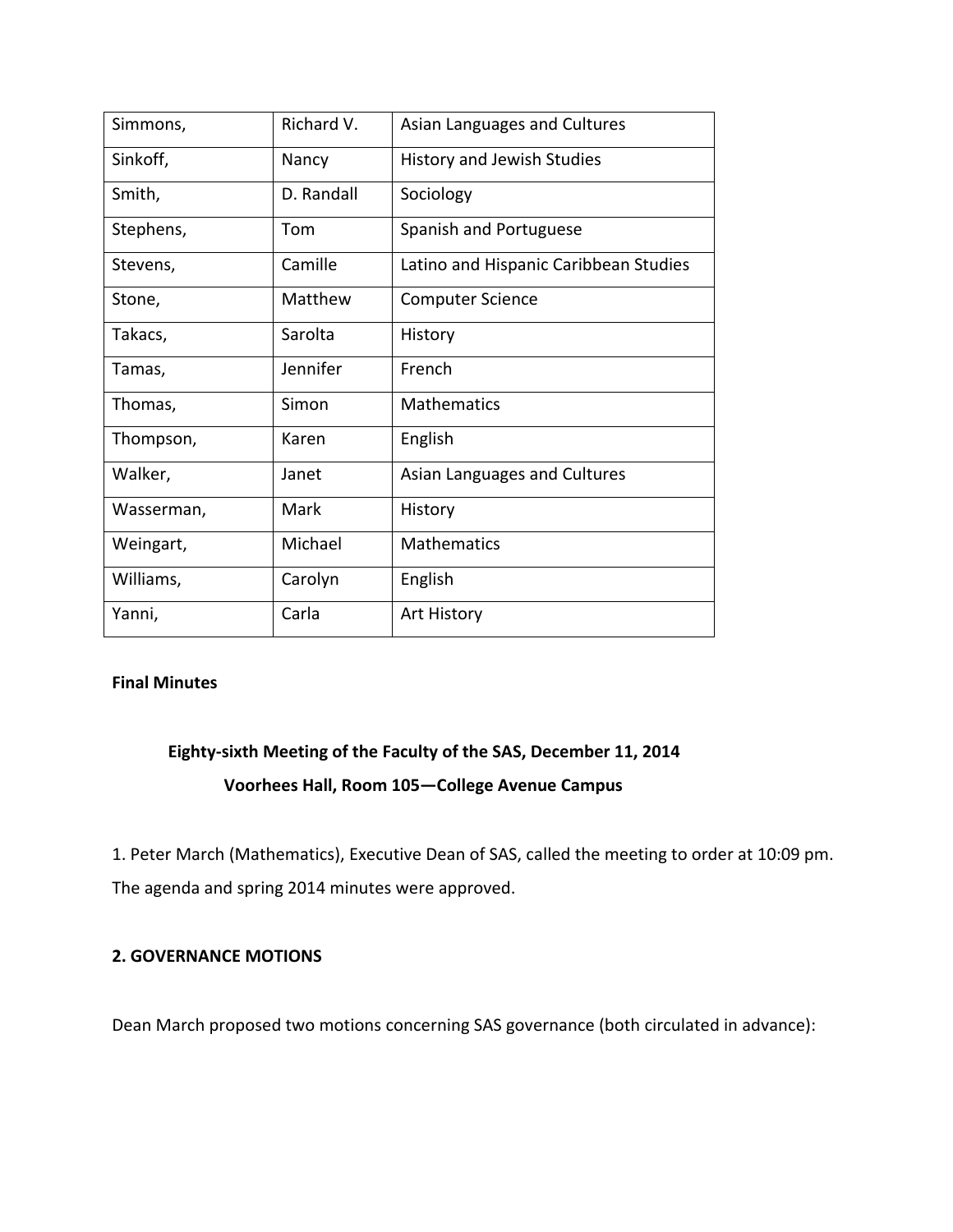| Simmons, | Richard V. | Asian Languages and Cultures |
| --- | --- | --- |
| Sinkoff, | Nancy | History and Jewish Studies |
| Smith, | D. Randall | Sociology |
| Stephens, | Tom | Spanish and Portuguese |
| Stevens, | Camille | Latino and Hispanic Caribbean Studies |
| Stone, | Matthew | Computer Science |
| Takacs, | Sarolta | History |
| Tamas, | Jennifer | French |
| Thomas, | Simon | Mathematics |
| Thompson, | Karen | English |
| Walker, | Janet | Asian Languages and Cultures |
| Wasserman, | Mark | History |
| Weingart, | Michael | Mathematics |
| Williams, | Carolyn | English |
| Yanni, | Carla | Art History |

**Final Minutes**

**Eighty-sixth Meeting of the Faculty of the SAS, December 11, 2014**

**Voorhees Hall, Room 105—College Avenue Campus**

1. Peter March (Mathematics), Executive Dean of SAS, called the meeting to order at 10:09 pm. The agenda and spring 2014 minutes were approved.

**2. GOVERNANCE MOTIONS**

Dean March proposed two motions concerning SAS governance (both circulated in advance):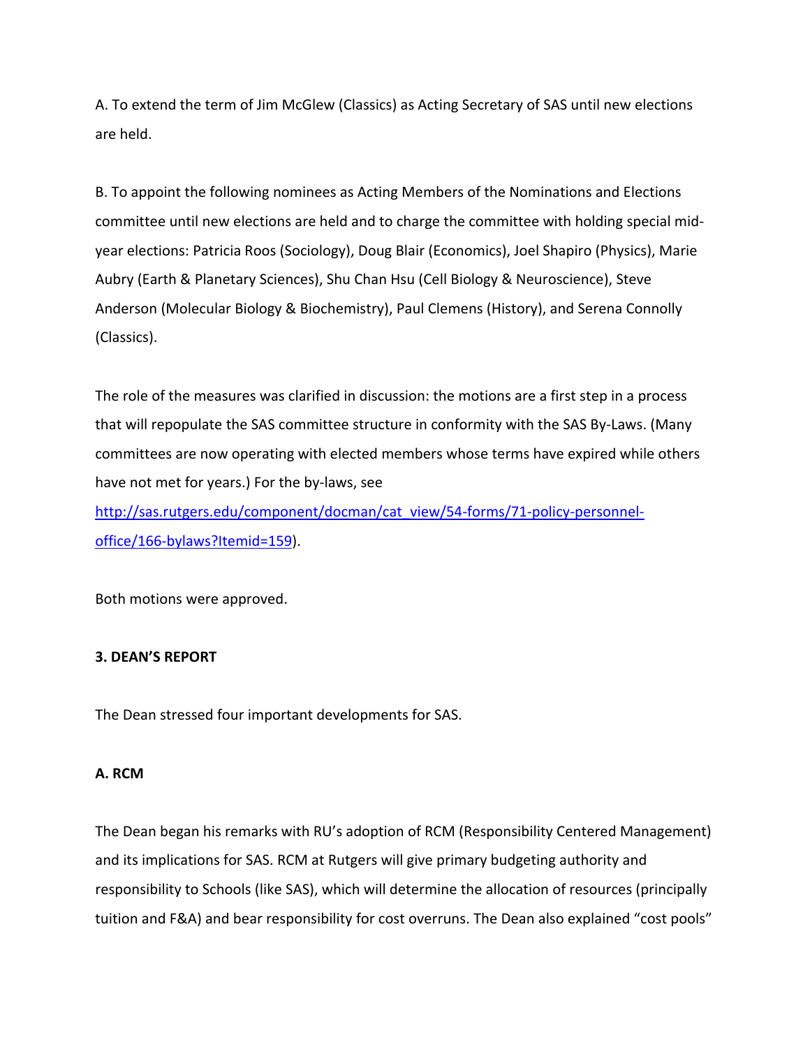A. To extend the term of Jim McGlew (Classics) as Acting Secretary of SAS until new elections are held.

B. To appoint the following nominees as Acting Members of the Nominations and Elections committee until new elections are held and to charge the committee with holding special mid-year elections: Patricia Roos (Sociology), Doug Blair (Economics), Joel Shapiro (Physics), Marie Aubry (Earth & Planetary Sciences), Shu Chan Hsu (Cell Biology & Neuroscience), Steve Anderson (Molecular Biology & Biochemistry), Paul Clemens (History), and Serena Connolly (Classics).

The role of the measures was clarified in discussion: the motions are a first step in a process that will repopulate the SAS committee structure in conformity with the SAS By-Laws. (Many committees are now operating with elected members whose terms have expired while others have not met for years.) For the by-laws, see [http://sas.rutgers.edu/component/docman/cat_view/54-forms/71-policy-personnel-office/166-bylaws?Itemid=159](http://sas.rutgers.edu/component/docman/cat_view/54-forms/71-policy-personnel-office/166-bylaws?Itemid=159)).

Both motions were approved.

**3. DEAN'S REPORT**

The Dean stressed four important developments for SAS.

**A. RCM**

The Dean began his remarks with RU's adoption of RCM (Responsibility Centered Management) and its implications for SAS. RCM at Rutgers will give primary budgeting authority and responsibility to Schools (like SAS), which will determine the allocation of resources (principally tuition and F&A) and bear responsibility for cost overruns. The Dean also explained "cost pools"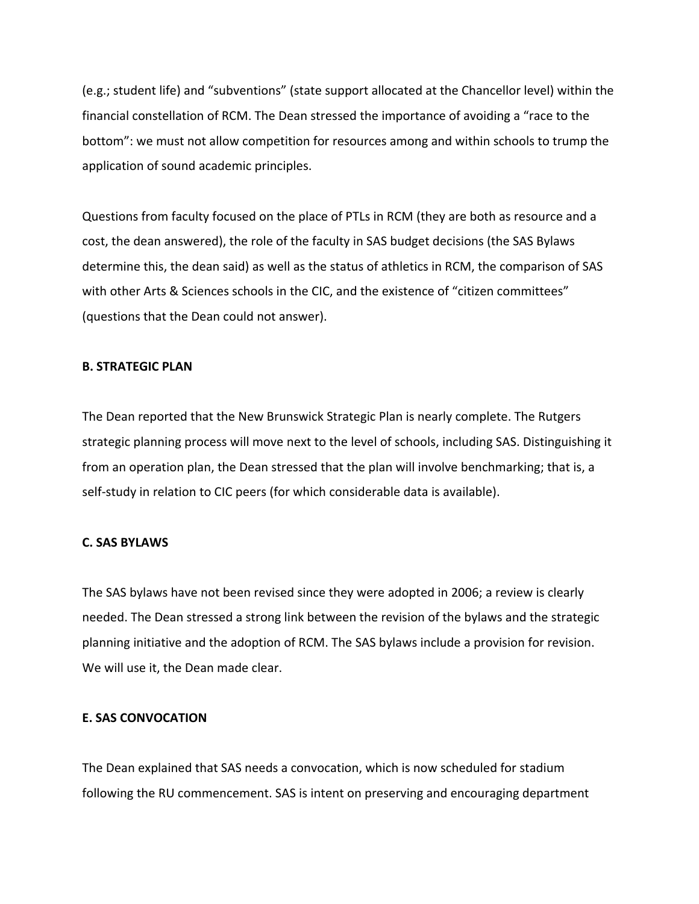(e.g.; student life) and "subventions" (state support allocated at the Chancellor level) within the financial constellation of RCM. The Dean stressed the importance of avoiding a "race to the bottom": we must not allow competition for resources among and within schools to trump the application of sound academic principles.

Questions from faculty focused on the place of PTLs in RCM (they are both as resource and a cost, the dean answered), the role of the faculty in SAS budget decisions (the SAS Bylaws determine this, the dean said) as well as the status of athletics in RCM, the comparison of SAS with other Arts & Sciences schools in the CIC, and the existence of "citizen committees" (questions that the Dean could not answer).

**B. STRATEGIC PLAN**

The Dean reported that the New Brunswick Strategic Plan is nearly complete. The Rutgers strategic planning process will move next to the level of schools, including SAS. Distinguishing it from an operation plan, the Dean stressed that the plan will involve benchmarking; that is, a self-study in relation to CIC peers (for which considerable data is available).

**C. SAS BYLAWS**

The SAS bylaws have not been revised since they were adopted in 2006; a review is clearly needed. The Dean stressed a strong link between the revision of the bylaws and the strategic planning initiative and the adoption of RCM. The SAS bylaws include a provision for revision. We will use it, the Dean made clear.

**E. SAS CONVOCATION**

The Dean explained that SAS needs a convocation, which is now scheduled for stadium following the RU commencement. SAS is intent on preserving and encouraging department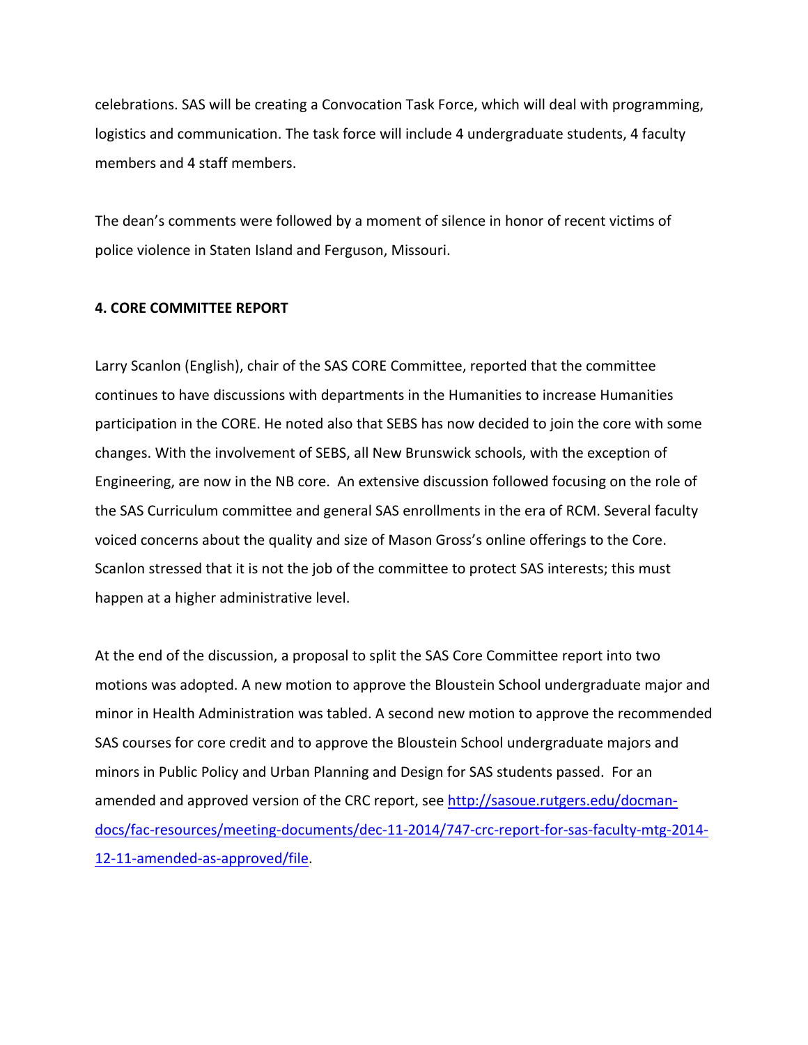celebrations. SAS will be creating a Convocation Task Force, which will deal with programming, logistics and communication. The task force will include 4 undergraduate students, 4 faculty members and 4 staff members.

The dean's comments were followed by a moment of silence in honor of recent victims of police violence in Staten Island and Ferguson, Missouri.

**4. CORE COMMITTEE REPORT**

Larry Scanlon (English), chair of the SAS CORE Committee, reported that the committee continues to have discussions with departments in the Humanities to increase Humanities participation in the CORE. He noted also that SEBS has now decided to join the core with some changes. With the involvement of SEBS, all New Brunswick schools, with the exception of Engineering, are now in the NB core. An extensive discussion followed focusing on the role of the SAS Curriculum committee and general SAS enrollments in the era of RCM. Several faculty voiced concerns about the quality and size of Mason Gross's online offerings to the Core. Scanlon stressed that it is not the job of the committee to protect SAS interests; this must happen at a higher administrative level.

At the end of the discussion, a proposal to split the SAS Core Committee report into two motions was adopted. A new motion to approve the Bloustein School undergraduate major and minor in Health Administration was tabled. A second new motion to approve the recommended SAS courses for core credit and to approve the Bloustein School undergraduate majors and minors in Public Policy and Urban Planning and Design for SAS students passed. For an amended and approved version of the CRC report, see [http://sasoue.rutgers.edu/docman-docs/fac-resources/meeting-documents/dec-11-2014/747-crc-report-for-sas-faculty-mtg-2014-12-11-amended-as-approved/file](http://sasoue.rutgers.edu/docman-docs/fac-resources/meeting-documents/dec-11-2014/747-crc-report-for-sas-faculty-mtg-2014-12-11-amended-as-approved/file).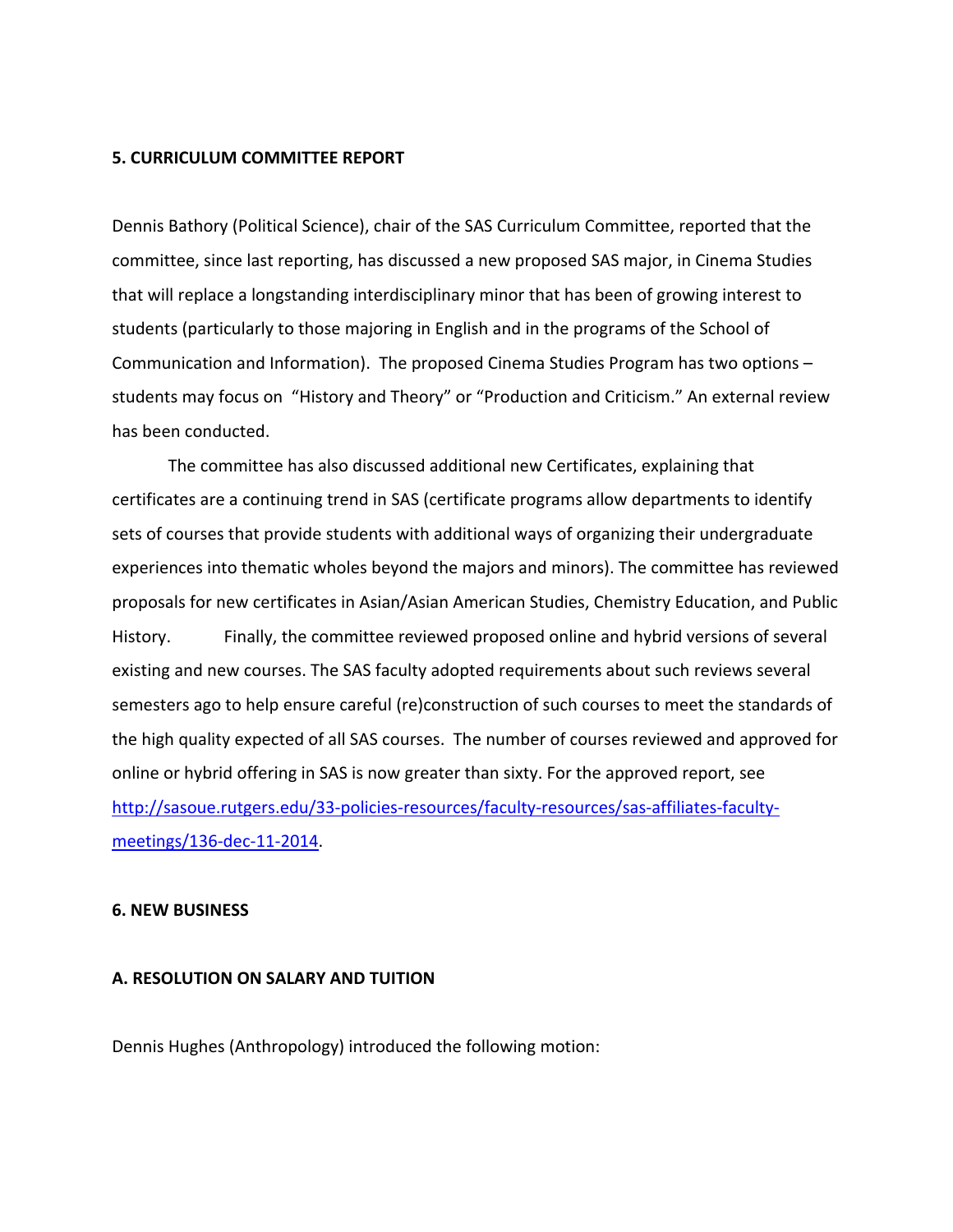**5. CURRICULUM COMMITTEE REPORT**

Dennis Bathory (Political Science), chair of the SAS Curriculum Committee, reported that the committee, since last reporting, has discussed a new proposed SAS major, in Cinema Studies that will replace a longstanding interdisciplinary minor that has been of growing interest to students (particularly to those majoring in English and in the programs of the School of Communication and Information). The proposed Cinema Studies Program has two options – students may focus on "History and Theory" or "Production and Criticism." An external review has been conducted.

The committee has also discussed additional new Certificates, explaining that certificates are a continuing trend in SAS (certificate programs allow departments to identify sets of courses that provide students with additional ways of organizing their undergraduate experiences into thematic wholes beyond the majors and minors). The committee has reviewed proposals for new certificates in Asian/Asian American Studies, Chemistry Education, and Public History. Finally, the committee reviewed proposed online and hybrid versions of several existing and new courses. The SAS faculty adopted requirements about such reviews several semesters ago to help ensure careful (re)construction of such courses to meet the standards of the high quality expected of all SAS courses. The number of courses reviewed and approved for online or hybrid offering in SAS is now greater than sixty. For the approved report, see [http://sasoue.rutgers.edu/33-policies-resources/faculty-resources/sas-affiliates-faculty-meetings/136-dec-11-2014](http://sasoue.rutgers.edu/33-policies-resources/faculty-resources/sas-affiliates-faculty-meetings/136-dec-11-2014).

**6. NEW BUSINESS**

**A. RESOLUTION ON SALARY AND TUITION**

Dennis Hughes (Anthropology) introduced the following motion: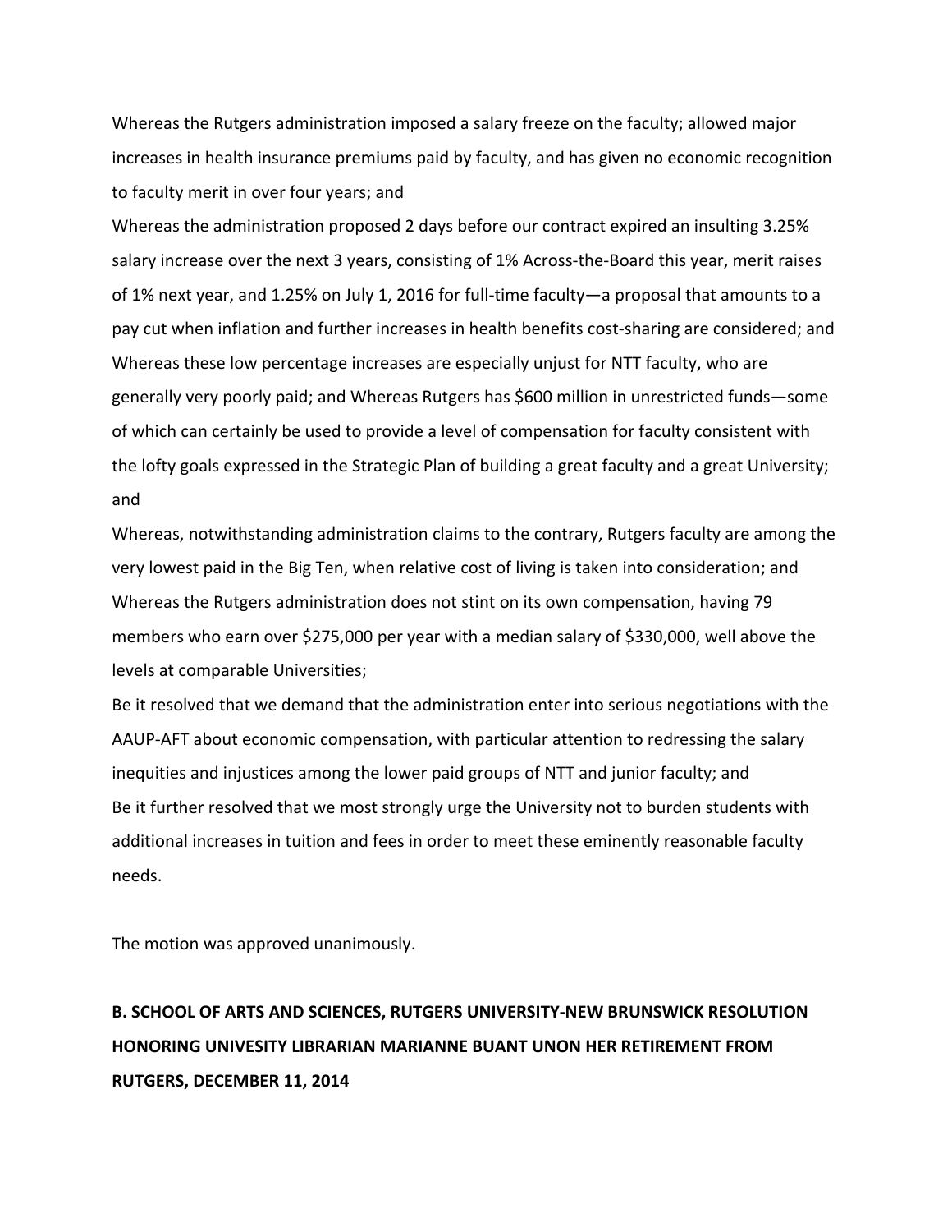Whereas the Rutgers administration imposed a salary freeze on the faculty; allowed major increases in health insurance premiums paid by faculty, and has given no economic recognition to faculty merit in over four years; and

Whereas the administration proposed 2 days before our contract expired an insulting 3.25% salary increase over the next 3 years, consisting of 1% Across-the-Board this year, merit raises of 1% next year, and 1.25% on July 1, 2016 for full-time faculty—a proposal that amounts to a pay cut when inflation and further increases in health benefits cost-sharing are considered; and

Whereas these low percentage increases are especially unjust for NTT faculty, who are generally very poorly paid; and Whereas Rutgers has $600 million in unrestricted funds—some of which can certainly be used to provide a level of compensation for faculty consistent with the lofty goals expressed in the Strategic Plan of building a great faculty and a great University; and

Whereas, notwithstanding administration claims to the contrary, Rutgers faculty are among the very lowest paid in the Big Ten, when relative cost of living is taken into consideration; and

Whereas the Rutgers administration does not stint on its own compensation, having 79 members who earn over $275,000 per year with a median salary of $330,000, well above the levels at comparable Universities;

Be it resolved that we demand that the administration enter into serious negotiations with the AAUP-AFT about economic compensation, with particular attention to redressing the salary inequities and injustices among the lower paid groups of NTT and junior faculty; and

Be it further resolved that we most strongly urge the University not to burden students with additional increases in tuition and fees in order to meet these eminently reasonable faculty needs.

The motion was approved unanimously.

**B. SCHOOL OF ARTS AND SCIENCES, RUTGERS UNIVERSITY-NEW BRUNSWICK RESOLUTION HONORING UNIVESITY LIBRARIAN MARIANNE BUANT UNON HER RETIREMENT FROM RUTGERS, DECEMBER 11, 2014**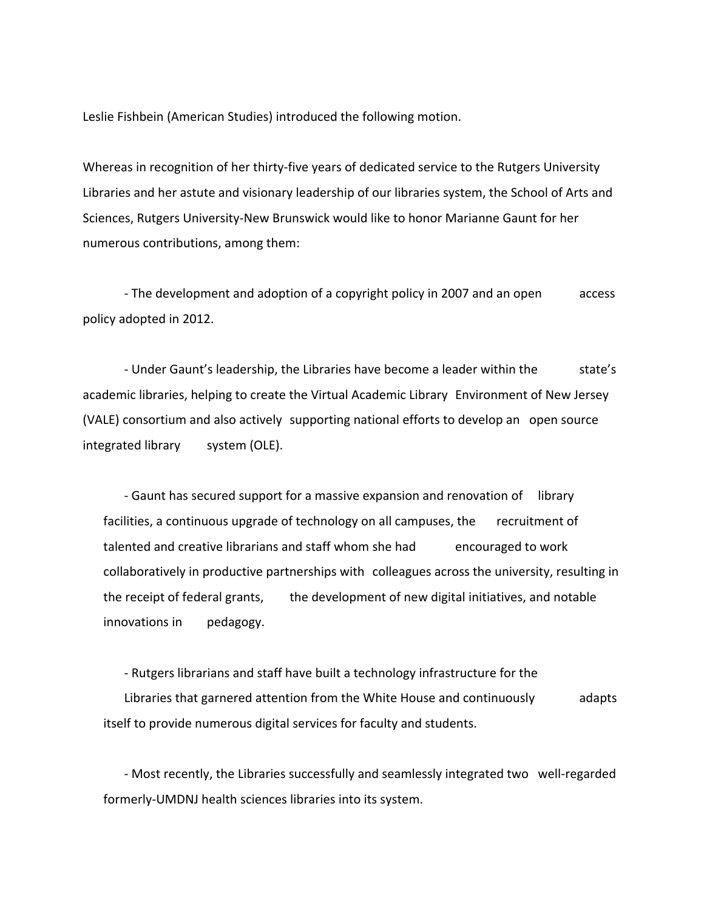Leslie Fishbein (American Studies) introduced the following motion.

Whereas in recognition of her thirty-five years of dedicated service to the Rutgers University Libraries and her astute and visionary leadership of our libraries system, the School of Arts and Sciences, Rutgers University-New Brunswick would like to honor Marianne Gaunt for her numerous contributions, among them:

- The development and adoption of a copyright policy in 2007 and an open access policy adopted in 2012.

- Under Gaunt's leadership, the Libraries have become a leader within the state's academic libraries, helping to create the Virtual Academic Library Environment of New Jersey (VALE) consortium and also actively supporting national efforts to develop an open source integrated library system (OLE).

- Gaunt has secured support for a massive expansion and renovation of library facilities, a continuous upgrade of technology on all campuses, the recruitment of talented and creative librarians and staff whom she had encouraged to work collaboratively in productive partnerships with colleagues across the university, resulting in the receipt of federal grants, the development of new digital initiatives, and notable innovations in pedagogy.

- Rutgers librarians and staff have built a technology infrastructure for the Libraries that garnered attention from the White House and continuously adapts itself to provide numerous digital services for faculty and students.

- Most recently, the Libraries successfully and seamlessly integrated two well-regarded formerly-UMDNJ health sciences libraries into its system.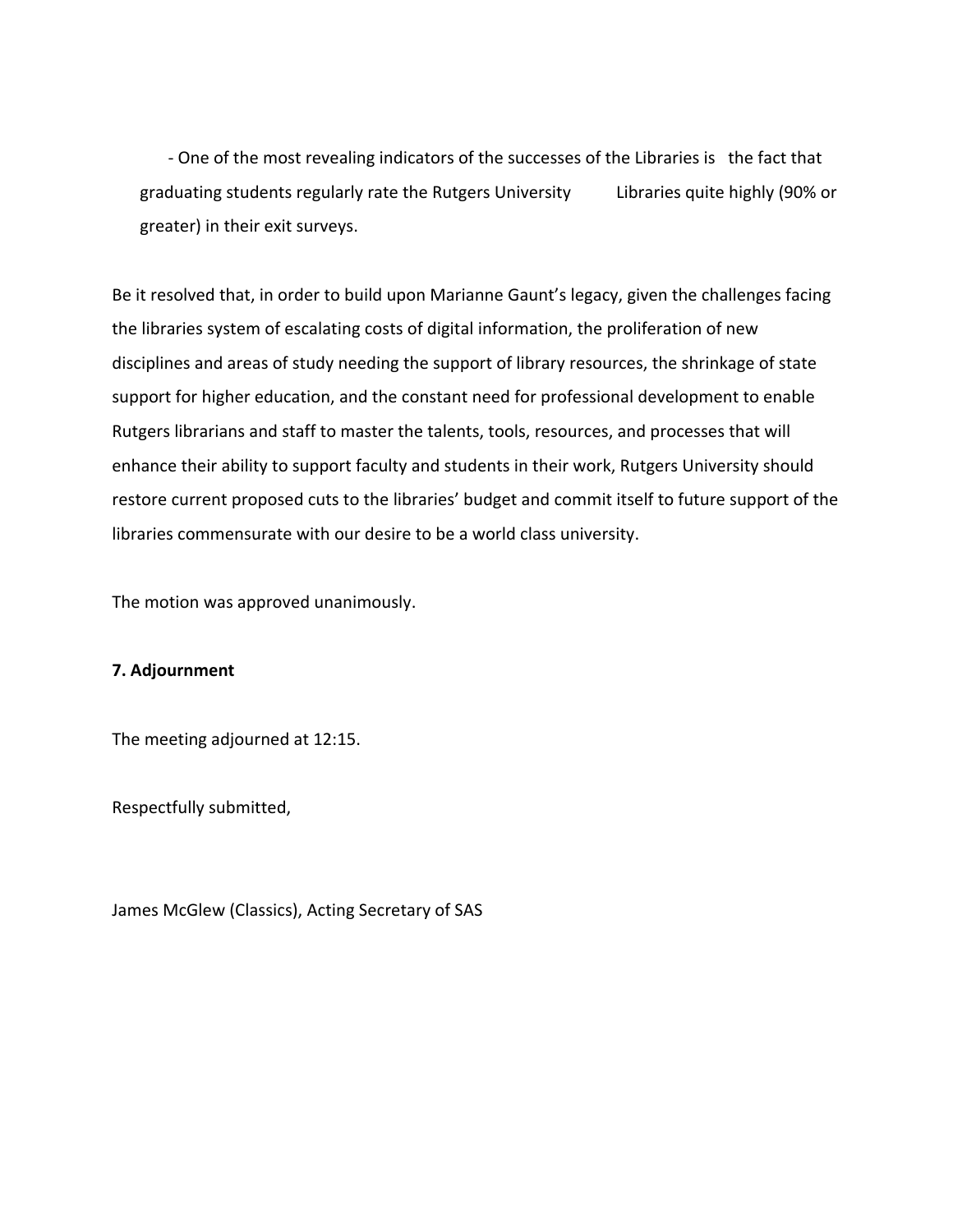- One of the most revealing indicators of the successes of the Libraries is the fact that graduating students regularly rate the Rutgers University Libraries quite highly (90% or greater) in their exit surveys.

Be it resolved that, in order to build upon Marianne Gaunt's legacy, given the challenges facing the libraries system of escalating costs of digital information, the proliferation of new disciplines and areas of study needing the support of library resources, the shrinkage of state support for higher education, and the constant need for professional development to enable Rutgers librarians and staff to master the talents, tools, resources, and processes that will enhance their ability to support faculty and students in their work, Rutgers University should restore current proposed cuts to the libraries' budget and commit itself to future support of the libraries commensurate with our desire to be a world class university.

The motion was approved unanimously.

**7. Adjournment**

The meeting adjourned at 12:15.

Respectfully submitted,

James McGlew (Classics), Acting Secretary of SAS